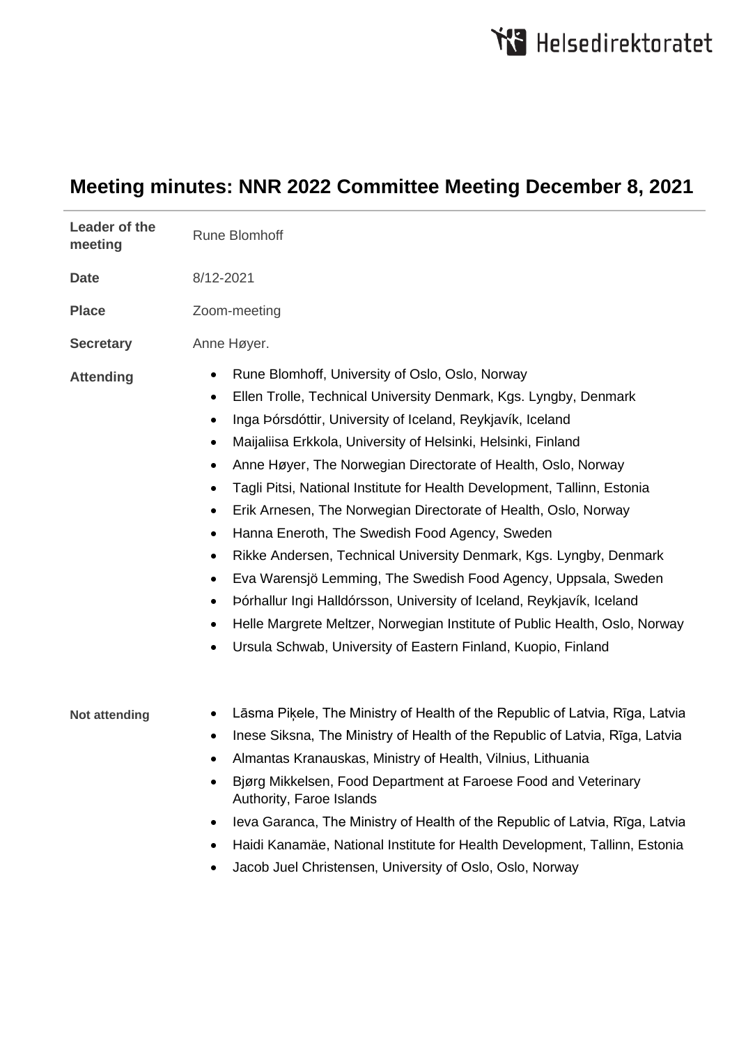Helsedirektoratet

# Meeting minutes: NNR 2022 Committee Meeting December 8, 2021

| | |
|---|---|
| **Leader of the meeting** | Rune Blomhoff |
| **Date** | 8/12-2021 |
| **Place** | Zoom-meeting |
| **Secretary** | Anne Høyer. |

**Attending**

- Rune Blomhoff, University of Oslo, Oslo, Norway
- Ellen Trolle, Technical University Denmark, Kgs. Lyngby, Denmark
- Inga Þórsdóttir, University of Iceland, Reykjavík, Iceland
- Maijaliisa Erkkola, University of Helsinki, Helsinki, Finland
- Anne Høyer, The Norwegian Directorate of Health, Oslo, Norway
- Tagli Pitsi, National Institute for Health Development, Tallinn, Estonia
- Erik Arnesen, The Norwegian Directorate of Health, Oslo, Norway
- Hanna Eneroth, The Swedish Food Agency, Sweden
- Rikke Andersen, Technical University Denmark, Kgs. Lyngby, Denmark
- Eva Warensjö Lemming, The Swedish Food Agency, Uppsala, Sweden
- Þórhallur Ingi Halldórsson, University of Iceland, Reykjavík, Iceland
- Helle Margrete Meltzer, Norwegian Institute of Public Health, Oslo, Norway
- Ursula Schwab, University of Eastern Finland, Kuopio, Finland

**Not attending**

- Lāsma Piķele, The Ministry of Health of the Republic of Latvia, Rīga, Latvia
- Inese Siksna, The Ministry of Health of the Republic of Latvia, Rīga, Latvia
- Almantas Kranauskas, Ministry of Health, Vilnius, Lithuania
- Bjørg Mikkelsen, Food Department at Faroese Food and Veterinary Authority, Faroe Islands
- Ieva Garanca, The Ministry of Health of the Republic of Latvia, Rīga, Latvia
- Haidi Kanamäe, National Institute for Health Development, Tallinn, Estonia
- Jacob Juel Christensen, University of Oslo, Oslo, Norway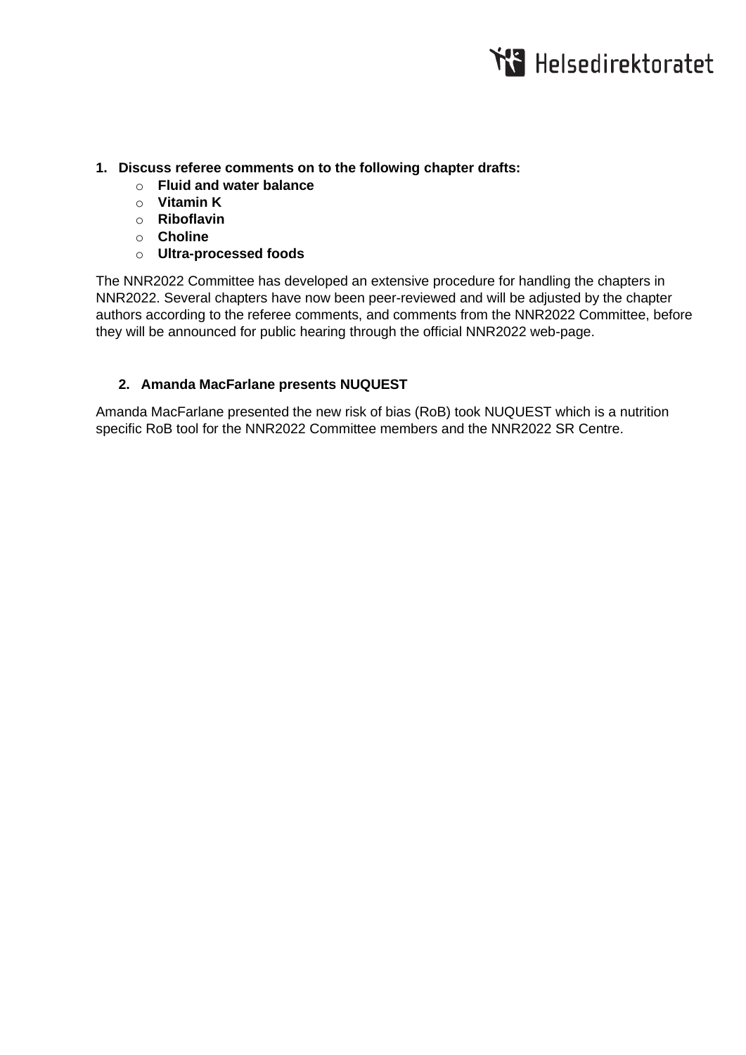1. **Discuss referee comments on to the following chapter drafts:**
   - **Fluid and water balance**
   - **Vitamin K**
   - **Riboflavin**
   - **Choline**
   - **Ultra-processed foods**

The NNR2022 Committee has developed an extensive procedure for handling the chapters in NNR2022. Several chapters have now been peer-reviewed and will be adjusted by the chapter authors according to the referee comments, and comments from the NNR2022 Committee, before they will be announced for public hearing through the official NNR2022 web-page.

2. **Amanda MacFarlane presents NUQUEST**

Amanda MacFarlane presented the new risk of bias (RoB) took NUQUEST which is a nutrition specific RoB tool for the NNR2022 Committee members and the NNR2022 SR Centre.